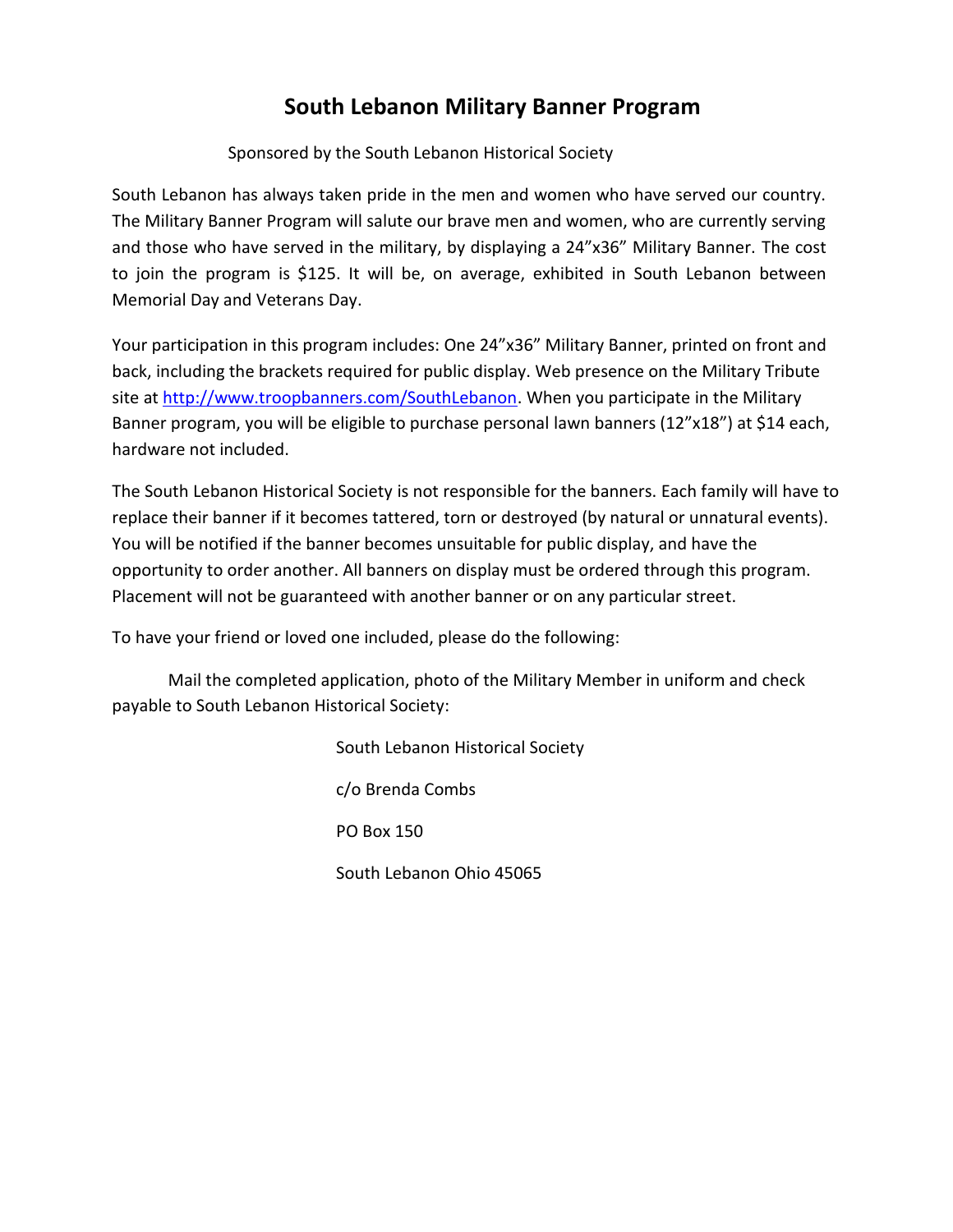# South Lebanon Military Banner Program

Sponsored by the South Lebanon Historical Society

South Lebanon has always taken pride in the men and women who have served our country. The Military Banner Program will salute our brave men and women, who are currently serving and those who have served in the military, by displaying a 24"x36" Military Banner. The cost to join the program is $125. It will be, on average, exhibited in South Lebanon between Memorial Day and Veterans Day.

Your participation in this program includes: One 24"x36" Military Banner, printed on front and back, including the brackets required for public display. Web presence on the Military Tribute site at http://www.troopbanners.com/SouthLebanon. When you participate in the Military Banner program, you will be eligible to purchase personal lawn banners (12"x18") at $14 each, hardware not included.

The South Lebanon Historical Society is not responsible for the banners. Each family will have to replace their banner if it becomes tattered, torn or destroyed (by natural or unnatural events). You will be notified if the banner becomes unsuitable for public display, and have the opportunity to order another. All banners on display must be ordered through this program. Placement will not be guaranteed with another banner or on any particular street.

To have your friend or loved one included, please do the following:

Mail the completed application, photo of the Military Member in uniform and check payable to South Lebanon Historical Society:

South Lebanon Historical Society

c/o Brenda Combs

PO Box 150

South Lebanon Ohio 45065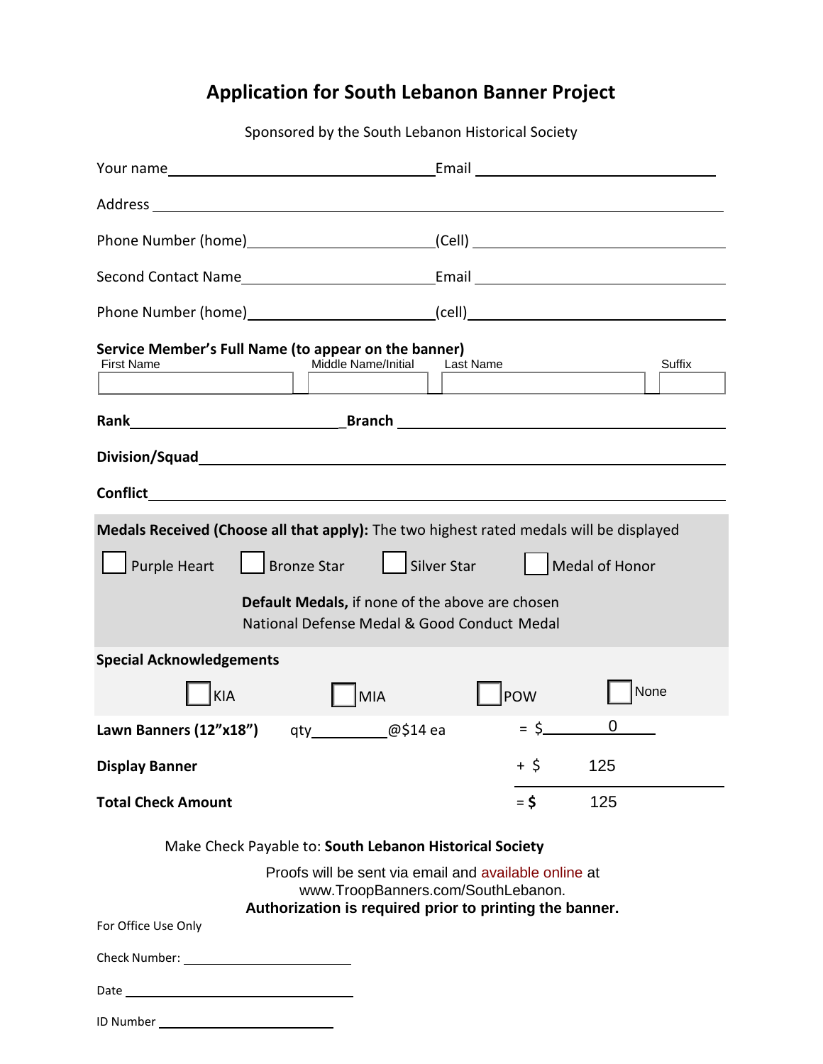# Application for South Lebanon Banner Project

Sponsored by the South Lebanon Historical Society

Your name\_\_\_\_\_\_\_\_\_\_\_\_\_\_\_\_\_\_\_\_\_\_\_\_\_\_\_\_\_\_ Email \_\_\_\_\_\_\_\_\_\_\_\_\_\_\_\_\_\_\_\_\_\_\_\_\_\_\_\_\_\_

Address \_\_\_\_\_\_\_\_\_\_\_\_\_\_\_\_\_\_\_\_\_\_\_\_\_\_\_\_\_\_\_\_\_\_\_\_\_\_\_\_\_\_\_\_\_\_\_\_\_\_\_\_\_\_\_\_\_\_\_\_

Phone Number (home)\_\_\_\_\_\_\_\_\_\_\_\_\_\_\_\_\_\_\_\_\_\_ (Cell) \_\_\_\_\_\_\_\_\_\_\_\_\_\_\_\_\_\_\_\_\_\_\_\_\_\_\_\_\_\_

Second Contact Name\_\_\_\_\_\_\_\_\_\_\_\_\_\_\_\_\_\_\_\_\_\_ Email \_\_\_\_\_\_\_\_\_\_\_\_\_\_\_\_\_\_\_\_\_\_\_\_\_\_\_\_\_\_

Phone Number (home)\_\_\_\_\_\_\_\_\_\_\_\_\_\_\_\_\_\_\_\_\_\_ (cell)\_\_\_\_\_\_\_\_\_\_\_\_\_\_\_\_\_\_\_\_\_\_\_\_\_\_\_\_\_\_

**Service Member's Full Name (to appear on the banner)**

| First Name | Middle Name/Initial | Last Name | Suffix |
|---|---|---|---|
| | | | |

**Rank**\_\_\_\_\_\_\_\_\_\_\_\_\_\_\_\_\_\_\_\_\_\_\_\_\_\_ **Branch** \_\_\_\_\_\_\_\_\_\_\_\_\_\_\_\_\_\_\_\_\_\_\_\_\_\_\_\_\_\_\_\_\_\_

**Division/Squad**\_\_\_\_\_\_\_\_\_\_\_\_\_\_\_\_\_\_\_\_\_\_\_\_\_\_\_\_\_\_\_\_\_\_\_\_\_\_\_\_\_\_\_\_\_\_\_\_\_\_\_\_\_\_

**Conflict**\_\_\_\_\_\_\_\_\_\_\_\_\_\_\_\_\_\_\_\_\_\_\_\_\_\_\_\_\_\_\_\_\_\_\_\_\_\_\_\_\_\_\_\_\_\_\_\_\_\_\_\_\_\_\_\_\_\_\_\_

**Medals Received (Choose all that apply):** The two highest rated medals will be displayed

☐ Purple Heart ☐ Bronze Star ☐ Silver Star ☐ Medal of Honor

**Default Medals,** if none of the above are chosen
National Defense Medal & Good Conduct Medal

**Special Acknowledgements**

☐ KIA ☐ MIA ☐ POW ☐ None

| | | | |
|---|---|---|---|
| **Lawn Banners (12"x18")** | qty\_\_\_\_\_\_\_\_\_ @$14 ea | = $ | 0 |
| **Display Banner** | | + $ | 125 |
| **Total Check Amount** | | = **$** | 125 |

Make Check Payable to: **South Lebanon Historical Society**

Proofs will be sent via email and available online at www.TroopBanners.com/SouthLebanon.
**Authorization is required prior to printing the banner.**

For Office Use Only

Check Number: \_\_\_\_\_\_\_\_\_\_\_\_\_\_\_\_\_\_\_\_\_\_

Date \_\_\_\_\_\_\_\_\_\_\_\_\_\_\_\_\_\_\_\_\_\_\_\_\_\_\_\_

ID Number \_\_\_\_\_\_\_\_\_\_\_\_\_\_\_\_\_\_\_\_\_\_